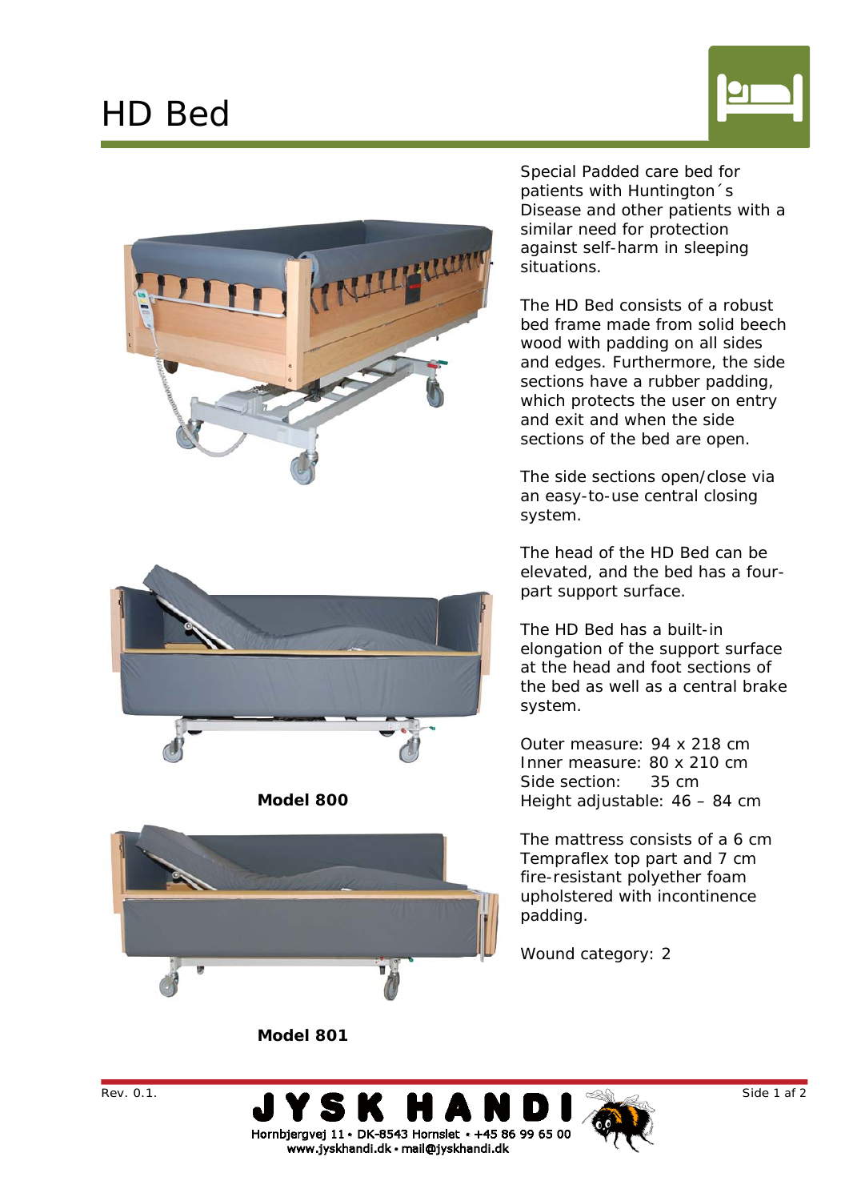# HD Bed

Model 800

Model 801

Special Padded care bed for patients with Huntington´s Disease and other patients with a similar need for protection against self-harm in sleeping situations.

The HD Bed consists of a robust bed frame made from solid beech wood with padding on all sides and edges. Furthermore, the side sections have a rubber padding, which protects the user on entry and exit and when the side sections of the bed are open.

The side sections open/close via an easy-to-use central closing system.

The head of the HD Bed can be elevated, and the bed has a four-part support surface.

The HD Bed has a built-in elongation of the support surface at the head and foot sections of the bed as well as a central brake system.

Outer measure: 94 x 218 cm
Inner measure: 80 x 210 cm
Side section: 35 cm
Height adjustable: 46 – 84 cm

The mattress consists of a 6 cm Tempraflex top part and 7 cm fire-resistant polyether foam upholstered with incontinence padding.

Wound category: 2

Rev. 0.1.

JYSK HANDI
Hornbjergvej 11 • DK-8543 Hornslet • +45 86 99 65 00
www.jyskhandi.dk • mail@jyskhandi.dk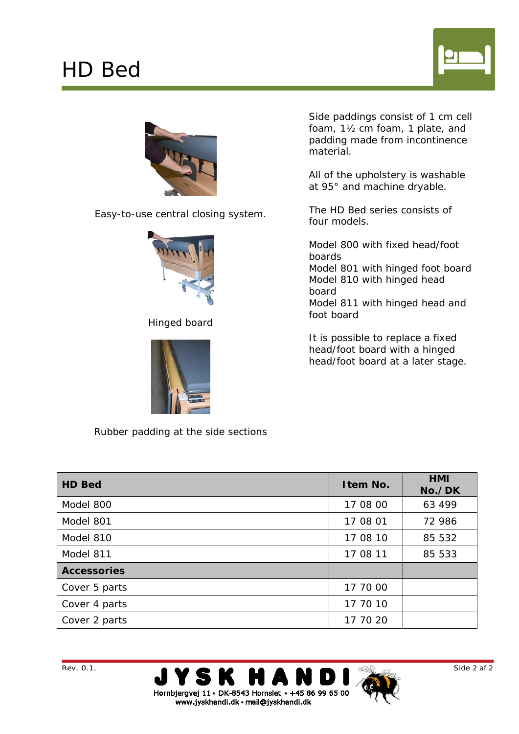# HD Bed

Easy-to-use central closing system.

Hinged board

Rubber padding at the side sections

Side paddings consist of 1 cm cell foam, 1½ cm foam, 1 plate, and padding made from incontinence material.

All of the upholstery is washable at 95° and machine dryable.

The HD Bed series consists of four models.

Model 800 with fixed head/foot boards
Model 801 with hinged foot board
Model 810 with hinged head board
Model 811 with hinged head and foot board

It is possible to replace a fixed head/foot board with a hinged head/foot board at a later stage.

| **HD Bed** | **Item No.** | **HMI No./DK** |
|---|---|---|
| Model 800 | 17 08 00 | 63 499 |
| Model 801 | 17 08 01 | 72 986 |
| Model 810 | 17 08 10 | 85 532 |
| Model 811 | 17 08 11 | 85 533 |
| **Accessories** | | |
| Cover 5 parts | 17 70 00 | |
| Cover 4 parts | 17 70 10 | |
| Cover 2 parts | 17 70 20 | |

Rev. 0.1.

JYSK HANDI
Hornbjergvej 11 • DK-8543 Hornslet • +45 86 99 65 00
www.jyskhandi.dk • mail@jyskhandi.dk